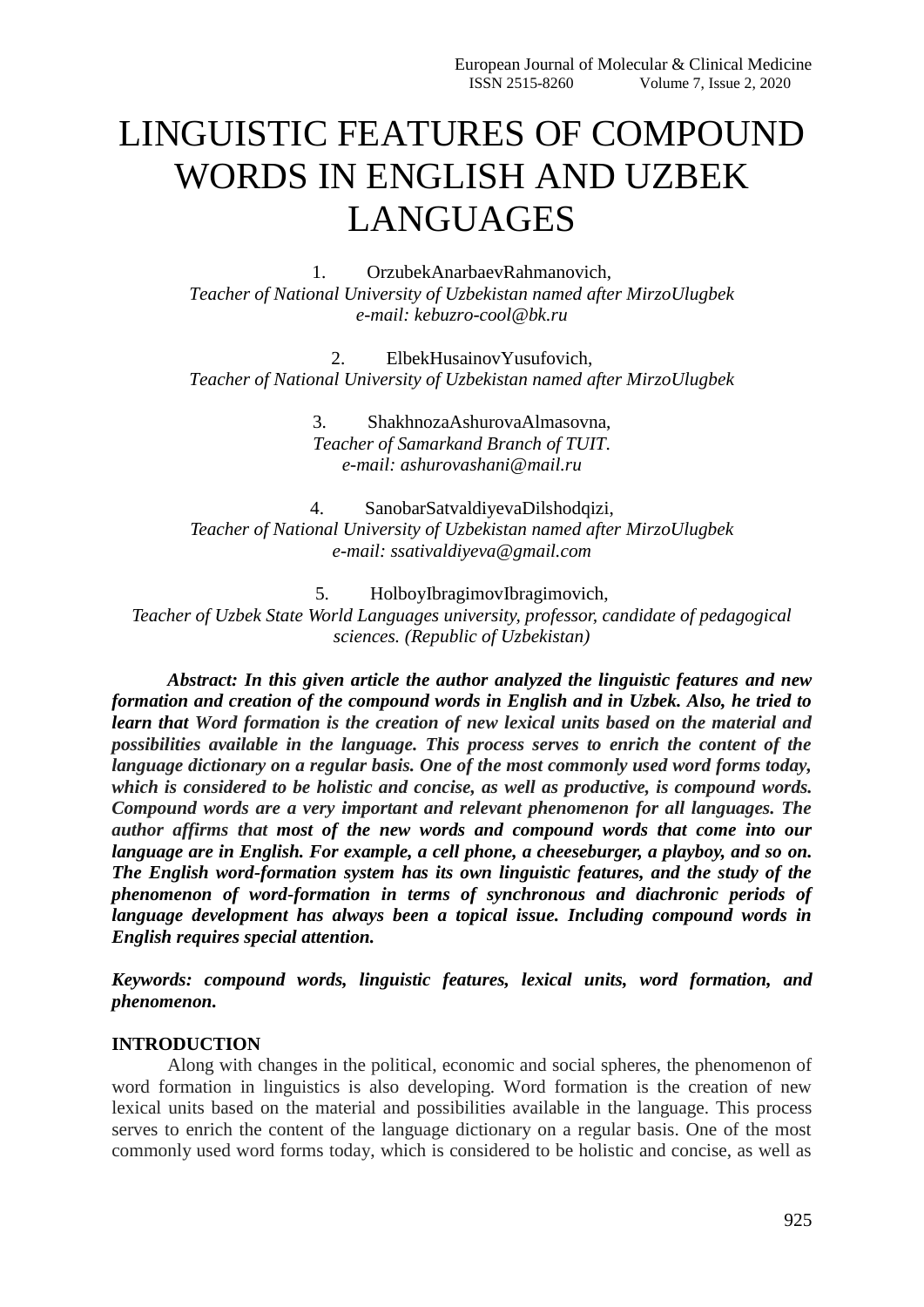# LINGUISTIC FEATURES OF COMPOUND WORDS IN ENGLISH AND UZBEK LANGUAGES

1. OrzubekAnarbaevRahmanovich,
*Teacher of National University of Uzbekistan named after MirzoUlugbek*
*e-mail: kebuzro-cool@bk.ru*

2. ElbekHusainovYusufovich,
*Teacher of National University of Uzbekistan named after MirzoUlugbek*

3. ShakhnozaAshurovaAlmasovna,
*Teacher of Samarkand Branch of TUIT.*
*e-mail: ashurovashani@mail.ru*

4. SanobarSatvaldiyevaDilshodqizi,
*Teacher of National University of Uzbekistan named after MirzoUlugbek*
*e-mail: ssativaldiyeva@gmail.com*

5. HolboyIbragimovIbragimovich,
*Teacher of Uzbek State World Languages university, professor, candidate of pedagogical sciences. (Republic of Uzbekistan)*

***Abstract: In this given article the author analyzed the linguistic features and new formation and creation of the compound words in English and in Uzbek. Also, he tried to learn that Word formation is the creation of new lexical units based on the material and possibilities available in the language. This process serves to enrich the content of the language dictionary on a regular basis. One of the most commonly used word forms today, which is considered to be holistic and concise, as well as productive, is compound words. Compound words are a very important and relevant phenomenon for all languages. The author affirms that most of the new words and compound words that come into our language are in English. For example, a cell phone, a cheeseburger, a playboy, and so on. The English word-formation system has its own linguistic features, and the study of the phenomenon of word-formation in terms of synchronous and diachronic periods of language development has always been a topical issue. Including compound words in English requires special attention.***

***Keywords: compound words, linguistic features, lexical units, word formation, and phenomenon.***

**INTRODUCTION**

Along with changes in the political, economic and social spheres, the phenomenon of word formation in linguistics is also developing. Word formation is the creation of new lexical units based on the material and possibilities available in the language. This process serves to enrich the content of the language dictionary on a regular basis. One of the most commonly used word forms today, which is considered to be holistic and concise, as well as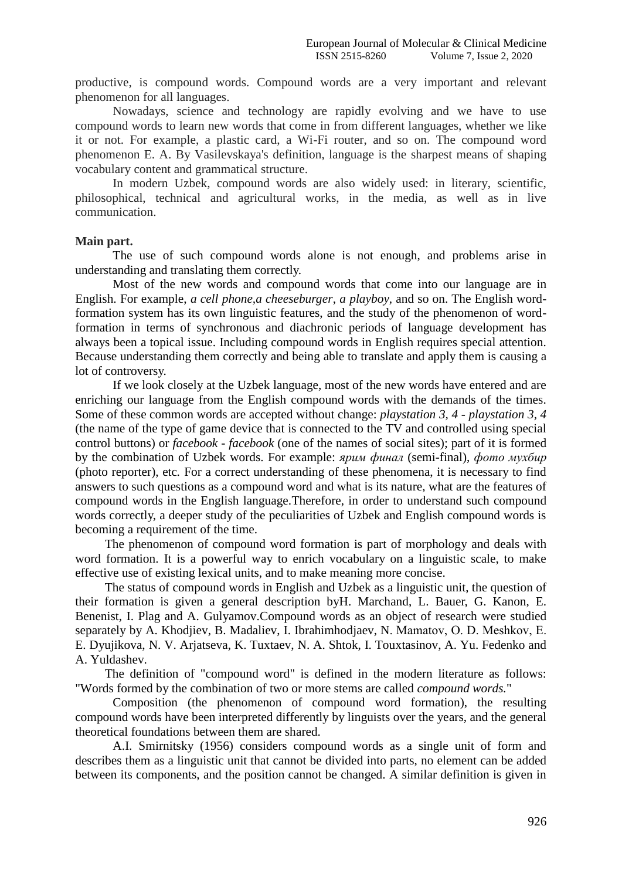productive, is compound words. Compound words are a very important and relevant phenomenon for all languages.

Nowadays, science and technology are rapidly evolving and we have to use compound words to learn new words that come in from different languages, whether we like it or not. For example, a plastic card, a Wi-Fi router, and so on. The compound word phenomenon E. A. By Vasilevskaya's definition, language is the sharpest means of shaping vocabulary content and grammatical structure.

In modern Uzbek, compound words are also widely used: in literary, scientific, philosophical, technical and agricultural works, in the media, as well as in live communication.

**Main part.**

The use of such compound words alone is not enough, and problems arise in understanding and translating them correctly.

Most of the new words and compound words that come into our language are in English. For example, *a cell phone,a cheeseburger*, *a playboy*, and so on. The English word-formation system has its own linguistic features, and the study of the phenomenon of word-formation in terms of synchronous and diachronic periods of language development has always been a topical issue. Including compound words in English requires special attention. Because understanding them correctly and being able to translate and apply them is causing a lot of controversy.

If we look closely at the Uzbek language, most of the new words have entered and are enriching our language from the English compound words with the demands of the times. Some of these common words are accepted without change: *playstation 3, 4 - playstation 3, 4* (the name of the type of game device that is connected to the TV and controlled using special control buttons) or *facebook - facebook* (one of the names of social sites); part of it is formed by the combination of Uzbek words. For example: *ярим финал* (semi-final), *фото мухбир* (photo reporter), etc. For a correct understanding of these phenomena, it is necessary to find answers to such questions as a compound word and what is its nature, what are the features of compound words in the English language.Therefore, in order to understand such compound words correctly, a deeper study of the peculiarities of Uzbek and English compound words is becoming a requirement of the time.

The phenomenon of compound word formation is part of morphology and deals with word formation. It is a powerful way to enrich vocabulary on a linguistic scale, to make effective use of existing lexical units, and to make meaning more concise.

The status of compound words in English and Uzbek as a linguistic unit, the question of their formation is given a general description byH. Marchand, L. Bauer, G. Kanon, E. Benenist, I. Plag and A. Gulyamov.Compound words as an object of research were studied separately by A. Khodjiev, B. Madaliev, I. Ibrahimhodjaev, N. Mamatov, O. D. Meshkov, E. E. Dyujikova, N. V. Arjatseva, K. Tuxtaev, N. A. Shtok, I. Touxtasinov, A. Yu. Fedenko and A. Yuldashev.

The definition of "compound word" is defined in the modern literature as follows: "Words formed by the combination of two or more stems are called *compound words.*"

Composition (the phenomenon of compound word formation), the resulting compound words have been interpreted differently by linguists over the years, and the general theoretical foundations between them are shared.

A.I. Smirnitsky (1956) considers compound words as a single unit of form and describes them as a linguistic unit that cannot be divided into parts, no element can be added between its components, and the position cannot be changed. A similar definition is given in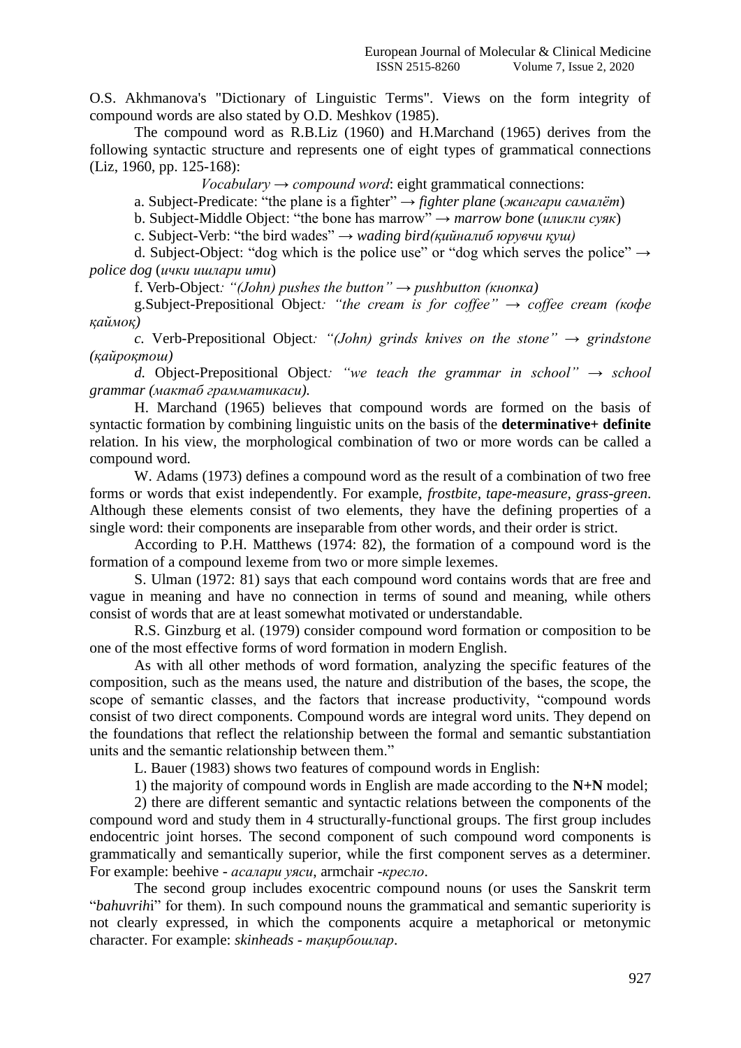O.S. Akhmanova's "Dictionary of Linguistic Terms". Views on the form integrity of compound words are also stated by O.D. Meshkov (1985).

The compound word as R.B.Liz (1960) and H.Marchand (1965) derives from the following syntactic structure and represents one of eight types of grammatical connections (Liz, 1960, pp. 125-168):

*Vocabulary → compound word*: eight grammatical connections:

a. Subject-Predicate: "the plane is a fighter" → *fighter plane* (*жангари самалёт*)

b. Subject-Middle Object: "the bone has marrow" → *marrow bone* (*илики суяк*)

c. Subject-Verb: "the bird wades" → *wading bird(қийналиб юрувчи қуш)*

d. Subject-Object: "dog which is the police use" or "dog which serves the police" → *police dog* (*ички ишлари ити*)

f. Verb-Object*: "(John) pushes the button" → pushbutton (кнопка)*

g.Subject-Prepositional Object*: "the cream is for coffee" → coffee cream (кофе қаймоқ)*

*c.* Verb-Prepositional Object*: "(John) grinds knives on the stone" → grindstone (қайроқтош)*

*d.* Object-Prepositional Object*: "we teach the grammar in school" → school grammar (мактаб грамматикаси).*

H. Marchand (1965) believes that compound words are formed on the basis of syntactic formation by combining linguistic units on the basis of the **determinative+ definite** relation. In his view, the morphological combination of two or more words can be called a compound word.

W. Adams (1973) defines a compound word as the result of a combination of two free forms or words that exist independently. For example, *frostbite, tape-measure, grass-green*. Although these elements consist of two elements, they have the defining properties of a single word: their components are inseparable from other words, and their order is strict.

According to P.H. Matthews (1974: 82), the formation of a compound word is the formation of a compound lexeme from two or more simple lexemes.

S. Ulman (1972: 81) says that each compound word contains words that are free and vague in meaning and have no connection in terms of sound and meaning, while others consist of words that are at least somewhat motivated or understandable.

R.S. Ginzburg et al. (1979) consider compound word formation or composition to be one of the most effective forms of word formation in modern English.

As with all other methods of word formation, analyzing the specific features of the composition, such as the means used, the nature and distribution of the bases, the scope, the scope of semantic classes, and the factors that increase productivity, "compound words consist of two direct components. Compound words are integral word units. They depend on the foundations that reflect the relationship between the formal and semantic substantiation units and the semantic relationship between them."

L. Bauer (1983) shows two features of compound words in English:

1) the majority of compound words in English are made according to the **N+N** model;

2) there are different semantic and syntactic relations between the components of the compound word and study them in 4 structurally-functional groups. The first group includes endocentric joint horses. The second component of such compound word components is grammatically and semantically superior, while the first component serves as a determiner. For example: beehive - *асалари уяси*, armchair -*кресло*.

The second group includes exocentric compound nouns (or uses the Sanskrit term "*bahuvrihi*" for them). In such compound nouns the grammatical and semantic superiority is not clearly expressed, in which the components acquire a metaphorical or metonymic character. For example: *skinheads - тақирбошлар*.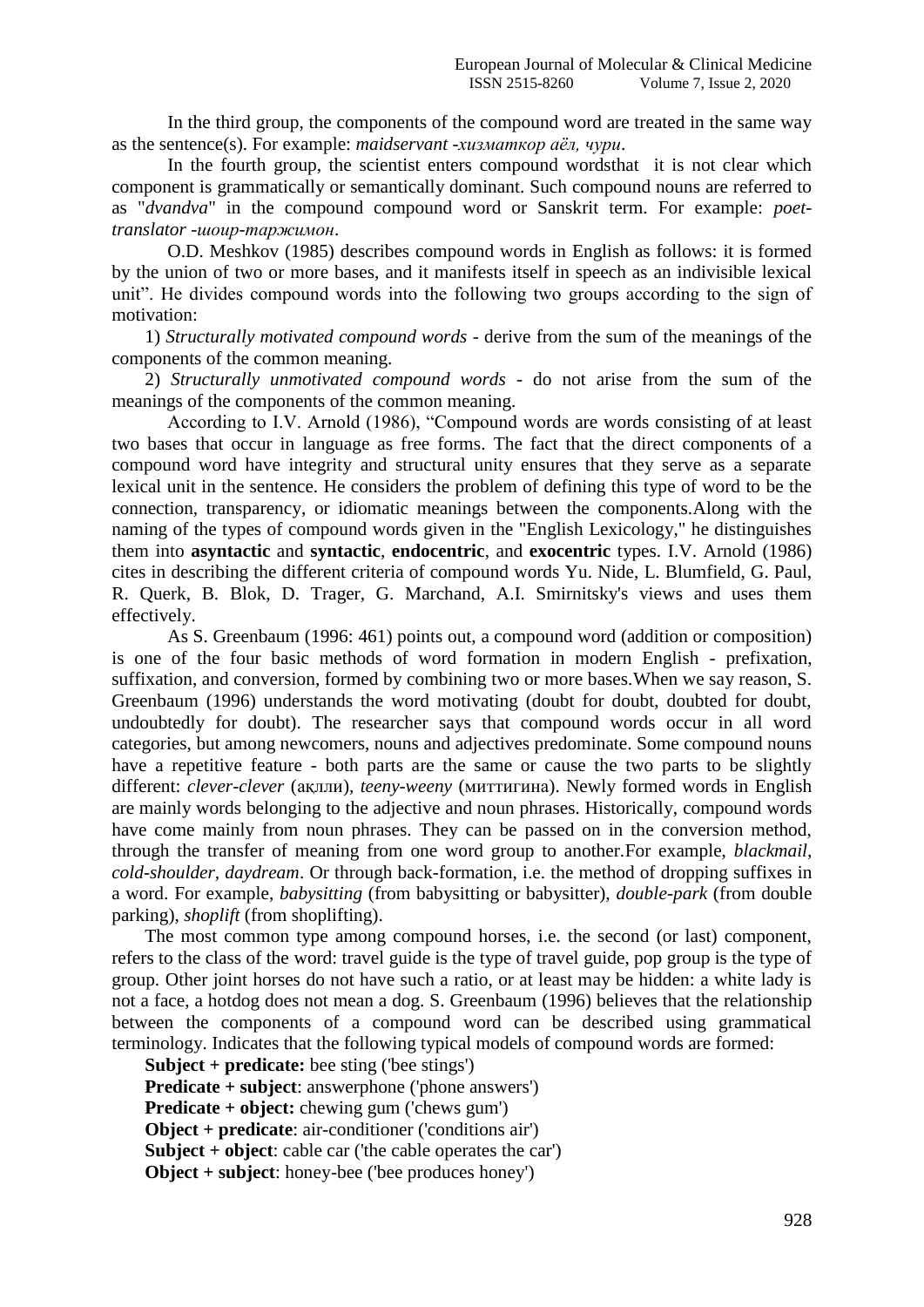In the third group, the components of the compound word are treated in the same way as the sentence(s). For example: *maidservant -хизматкор аёл, чури*.

In the fourth group, the scientist enters compound wordsthat it is not clear which component is grammatically or semantically dominant. Such compound nouns are referred to as "*dvandva*" in the compound compound word or Sanskrit term. For example: *poet-translator -шоир-таржимон*.

O.D. Meshkov (1985) describes compound words in English as follows: it is formed by the union of two or more bases, and it manifests itself in speech as an indivisible lexical unit". He divides compound words into the following two groups according to the sign of motivation:

1) *Structurally motivated compound words* - derive from the sum of the meanings of the components of the common meaning.

2) *Structurally unmotivated compound words* - do not arise from the sum of the meanings of the components of the common meaning.

According to I.V. Arnold (1986), "Compound words are words consisting of at least two bases that occur in language as free forms. The fact that the direct components of a compound word have integrity and structural unity ensures that they serve as a separate lexical unit in the sentence. He considers the problem of defining this type of word to be the connection, transparency, or idiomatic meanings between the components.Along with the naming of the types of compound words given in the "English Lexicology," he distinguishes them into **asyntactic** and **syntactic**, **endocentric**, and **exocentric** types. I.V. Arnold (1986) cites in describing the different criteria of compound words Yu. Nide, L. Blumfield, G. Paul, R. Querk, B. Blok, D. Trager, G. Marchand, A.I. Smirnitsky's views and uses them effectively.

As S. Greenbaum (1996: 461) points out, a compound word (addition or composition) is one of the four basic methods of word formation in modern English - prefixation, suffixation, and conversion, formed by combining two or more bases.When we say reason, S. Greenbaum (1996) understands the word motivating (doubt for doubt, doubted for doubt, undoubtedly for doubt). The researcher says that compound words occur in all word categories, but among newcomers, nouns and adjectives predominate. Some compound nouns have a repetitive feature - both parts are the same or cause the two parts to be slightly different: *clever-clever* (ақлли), *teeny-weeny* (миттигина). Newly formed words in English are mainly words belonging to the adjective and noun phrases. Historically, compound words have come mainly from noun phrases. They can be passed on in the conversion method, through the transfer of meaning from one word group to another.For example, *blackmail*, *cold-shoulder*, *daydream*. Or through back-formation, i.e. the method of dropping suffixes in a word. For example, *babysitting* (from babysitting or babysitter), *double-park* (from double parking), *shoplift* (from shoplifting).

The most common type among compound horses, i.e. the second (or last) component, refers to the class of the word: travel guide is the type of travel guide, pop group is the type of group. Other joint horses do not have such a ratio, or at least may be hidden: a white lady is not a face, a hotdog does not mean a dog. S. Greenbaum (1996) believes that the relationship between the components of a compound word can be described using grammatical terminology. Indicates that the following typical models of compound words are formed:

**Subject + predicate:** bee sting ('bee stings')

**Predicate + subject**: answerphone ('phone answers')

**Predicate + object:** chewing gum ('chews gum')

**Object + predicate**: air-conditioner ('conditions air')

**Subject + object**: cable car ('the cable operates the car')

**Object + subject**: honey-bee ('bee produces honey')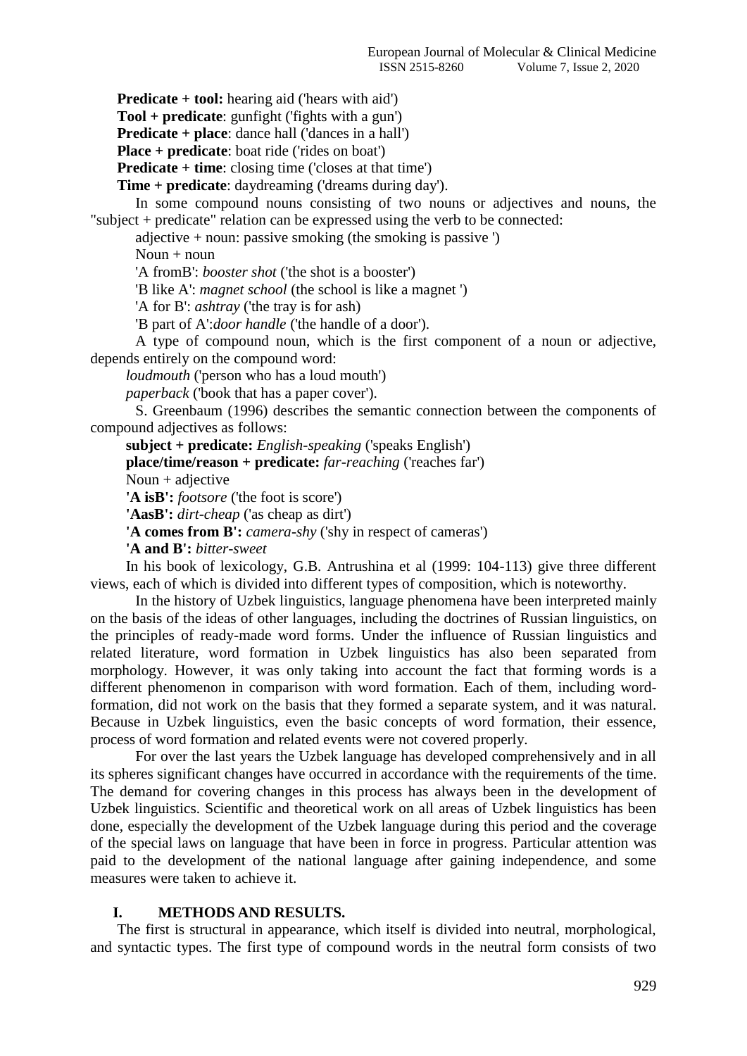**Predicate + tool:** hearing aid ('hears with aid')

**Tool + predicate**: gunfight ('fights with a gun')

**Predicate + place**: dance hall ('dances in a hall')

**Place + predicate**: boat ride ('rides on boat')

**Predicate + time**: closing time ('closes at that time')

**Time + predicate**: daydreaming ('dreams during day').

In some compound nouns consisting of two nouns or adjectives and nouns, the "subject + predicate" relation can be expressed using the verb to be connected:

adjective + noun: passive smoking (the smoking is passive ')

Noun + noun

'A fromB': *booster shot* ('the shot is a booster')

'B like A': *magnet school* (the school is like a magnet ')

'A for B': *ashtray* ('the tray is for ash)

'B part of A':*door handle* ('the handle of a door').

A type of compound noun, which is the first component of a noun or adjective, depends entirely on the compound word:

*loudmouth* ('person who has a loud mouth')

*paperback* ('book that has a paper cover').

S. Greenbaum (1996) describes the semantic connection between the components of compound adjectives as follows:

**subject + predicate:** *English-speaking* ('speaks English')

**place/time/reason + predicate:** *far-reaching* ('reaches far')

Noun + adjective

**'A isB':** *footsore* ('the foot is score')

**'AasB':** *dirt-cheap* ('as cheap as dirt')

**'A comes from B':** *camera-shy* ('shy in respect of cameras')

**'A and B':** *bitter-sweet*

In his book of lexicology, G.B. Antrushina et al (1999: 104-113) give three different views, each of which is divided into different types of composition, which is noteworthy.

In the history of Uzbek linguistics, language phenomena have been interpreted mainly on the basis of the ideas of other languages, including the doctrines of Russian linguistics, on the principles of ready-made word forms. Under the influence of Russian linguistics and related literature, word formation in Uzbek linguistics has also been separated from morphology. However, it was only taking into account the fact that forming words is a different phenomenon in comparison with word formation. Each of them, including word-formation, did not work on the basis that they formed a separate system, and it was natural. Because in Uzbek linguistics, even the basic concepts of word formation, their essence, process of word formation and related events were not covered properly.

For over the last years the Uzbek language has developed comprehensively and in all its spheres significant changes have occurred in accordance with the requirements of the time. The demand for covering changes in this process has always been in the development of Uzbek linguistics. Scientific and theoretical work on all areas of Uzbek linguistics has been done, especially the development of the Uzbek language during this period and the coverage of the special laws on language that have been in force in progress. Particular attention was paid to the development of the national language after gaining independence, and some measures were taken to achieve it.

## I. METHODS AND RESULTS.

The first is structural in appearance, which itself is divided into neutral, morphological, and syntactic types. The first type of compound words in the neutral form consists of two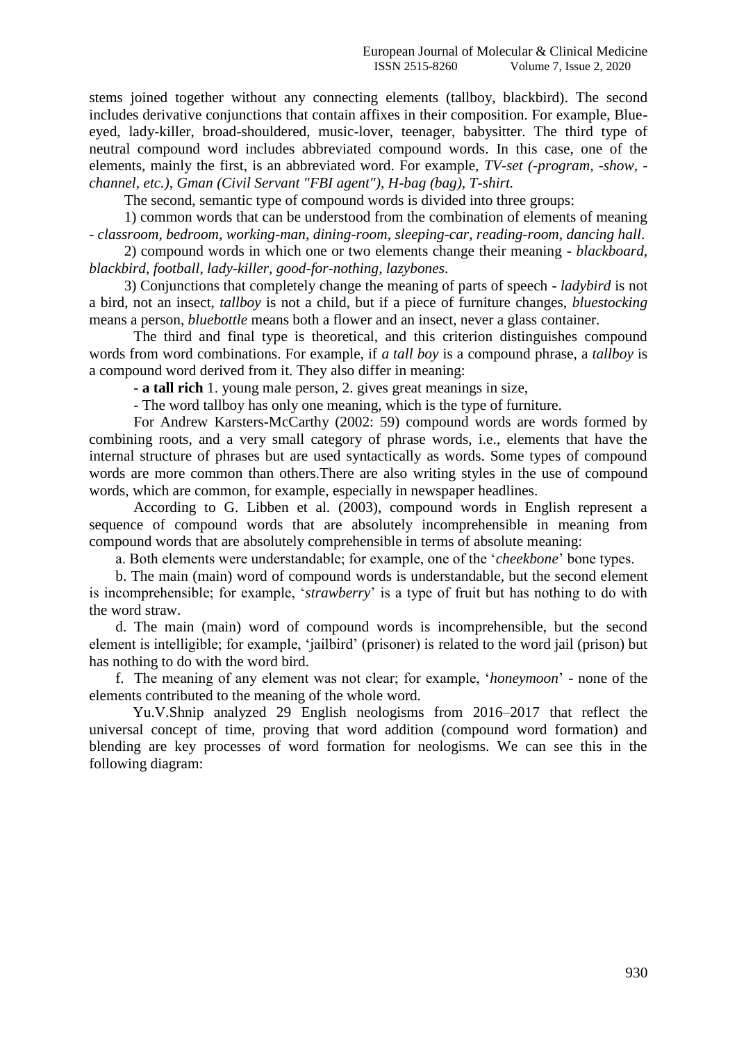stems joined together without any connecting elements (tallboy, blackbird). The second includes derivative conjunctions that contain affixes in their composition. For example, Blue-eyed, lady-killer, broad-shouldered, music-lover, teenager, babysitter. The third type of neutral compound word includes abbreviated compound words. In this case, one of the elements, mainly the first, is an abbreviated word. For example, *TV-set (-program, -show, -channel, etc.), Gman (Civil Servant "FBI agent"), H-bag (bag), T-shirt.*

The second, semantic type of compound words is divided into three groups:

1) common words that can be understood from the combination of elements of meaning - *classroom, bedroom, working-man, dining-room, sleeping-car, reading-room, dancing hall*.

2) compound words in which one or two elements change their meaning - *blackboard, blackbird, football, lady-killer, good-for-nothing, lazybones*.

3) Conjunctions that completely change the meaning of parts of speech - *ladybird* is not a bird, not an insect, *tallboy* is not a child, but if a piece of furniture changes, *bluestocking* means a person, *bluebottle* means both a flower and an insect, never a glass container.

The third and final type is theoretical, and this criterion distinguishes compound words from word combinations. For example, if *a tall boy* is a compound phrase, a *tallboy* is a compound word derived from it. They also differ in meaning:

- **a tall rich** 1. young male person, 2. gives great meanings in size,

- The word tallboy has only one meaning, which is the type of furniture.

For Andrew Karsters-McCarthy (2002: 59) compound words are words formed by combining roots, and a very small category of phrase words, i.e., elements that have the internal structure of phrases but are used syntactically as words. Some types of compound words are more common than others.There are also writing styles in the use of compound words, which are common, for example, especially in newspaper headlines.

According to G. Libben et al. (2003), compound words in English represent a sequence of compound words that are absolutely incomprehensible in meaning from compound words that are absolutely comprehensible in terms of absolute meaning:

a. Both elements were understandable; for example, one of the '*cheekbone*' bone types.

b. The main (main) word of compound words is understandable, but the second element is incomprehensible; for example, '*strawberry*' is a type of fruit but has nothing to do with the word straw.

d. The main (main) word of compound words is incomprehensible, but the second element is intelligible; for example, 'jailbird' (prisoner) is related to the word jail (prison) but has nothing to do with the word bird.

f. The meaning of any element was not clear; for example, '*honeymoon*' - none of the elements contributed to the meaning of the whole word.

Yu.V.Shnip analyzed 29 English neologisms from 2016–2017 that reflect the universal concept of time, proving that word addition (compound word formation) and blending are key processes of word formation for neologisms. We can see this in the following diagram: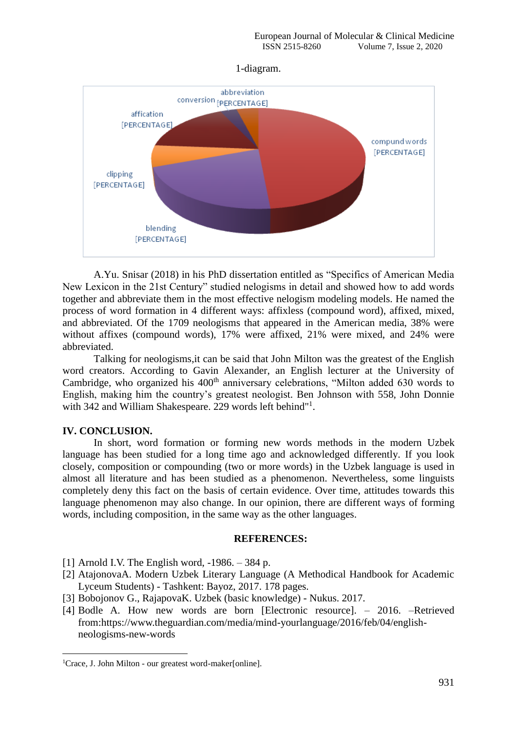1-diagram.

abbreviation [PERCENTAGE]
conversion
affication [PERCENTAGE]
compund words [PERCENTAGE]
clipping [PERCENTAGE]
blending [PERCENTAGE]

A.Yu. Snisar (2018) in his PhD dissertation entitled as "Specifics of American Media New Lexicon in the 21st Century" studied nelogisms in detail and showed how to add words together and abbreviate them in the most effective nelogism modeling models. He named the process of word formation in 4 different ways: affixless (compound word), affixed, mixed, and abbreviated. Of the 1709 neologisms that appeared in the American media, 38% were without affixes (compound words), 17% were affixed, 21% were mixed, and 24% were abbreviated.

Talking for neologisms,it can be said that John Milton was the greatest of the English word creators. According to Gavin Alexander, an English lecturer at the University of Cambridge, who organized his 400th anniversary celebrations, "Milton added 630 words to English, making him the country's greatest neologist. Ben Johnson with 558, John Donnie with 342 and William Shakespeare. 229 words left behind"[1].

## IV. CONCLUSION.

In short, word formation or forming new words methods in the modern Uzbek language has been studied for a long time ago and acknowledged differently. If you look closely, composition or compounding (two or more words) in the Uzbek language is used in almost all literature and has been studied as a phenomenon. Nevertheless, some linguists completely deny this fact on the basis of certain evidence. Over time, attitudes towards this language phenomenon may also change. In our opinion, there are different ways of forming words, including composition, in the same way as the other languages.

## REFERENCES:

[1] Arnold I.V. The English word, -1986. – 384 p.
[2] AtajonovaA. Modern Uzbek Literary Language (A Methodical Handbook for Academic Lyceum Students) - Tashkent: Bayoz, 2017. 178 pages.
[3] Bobojonov G., RajapovaK. Uzbek (basic knowledge) - Nukus. 2017.
[4] Bodle A. How new words are born [Electronic resource]. – 2016. –Retrieved from:https://www.theguardian.com/media/mind-yourlanguage/2016/feb/04/english-neologisms-new-words

[1]Crace, J. John Milton - our greatest word-maker[online].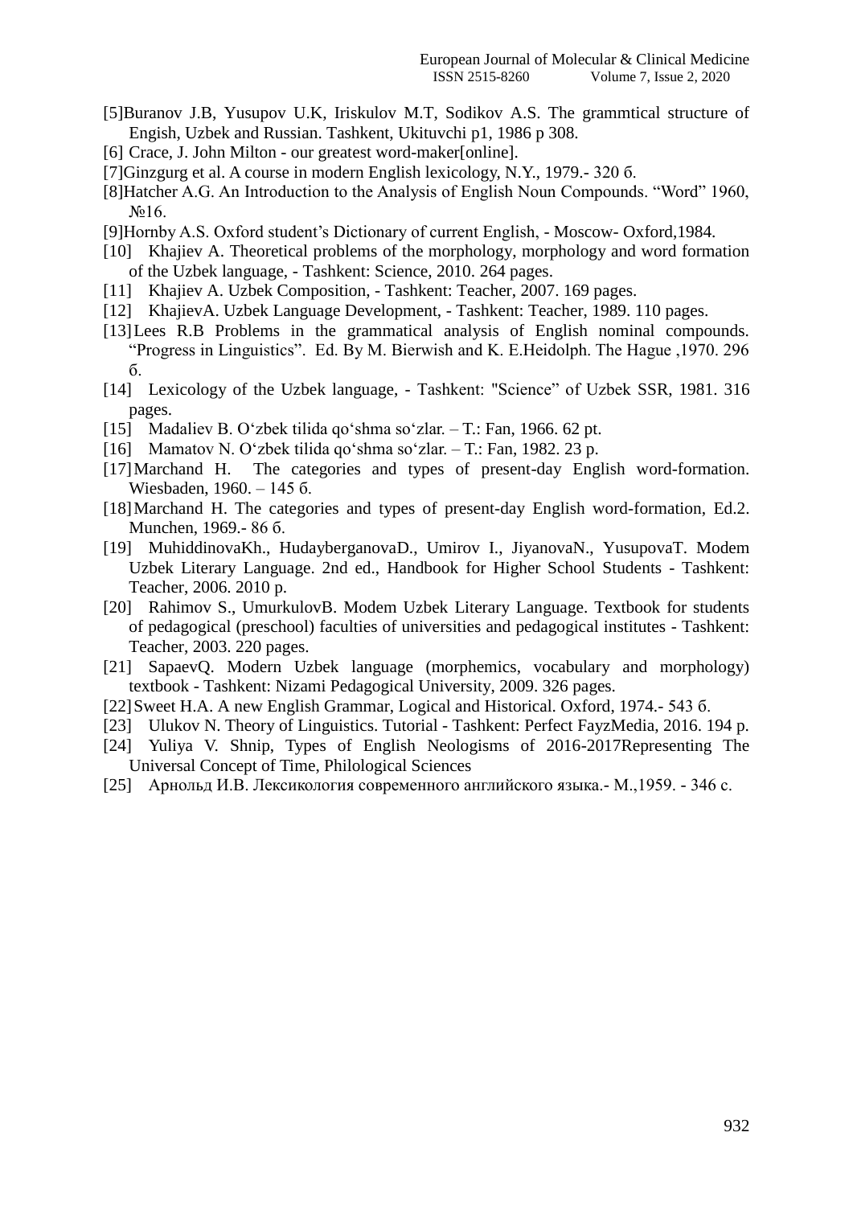[5]Buranov J.B, Yusupov U.K, Iriskulov M.T, Sodikov A.S. The grammtical structure of Engish, Uzbek and Russian. Tashkent, Ukituvchi p1, 1986 p 308.

[6] Crace, J. John Milton - our greatest word-maker[online].

[7]Ginzgurg et al. A course in modern English lexicology, N.Y., 1979.- 320 б.

[8]Hatcher A.G. An Introduction to the Analysis of English Noun Compounds. "Word" 1960, №16.

[9]Hornby A.S. Oxford student's Dictionary of current English, - Moscow- Oxford,1984.

[10] Khajiev A. Theoretical problems of the morphology, morphology and word formation of the Uzbek language, - Tashkent: Science, 2010. 264 pages.

[11] Khajiev A. Uzbek Composition, - Tashkent: Teacher, 2007. 169 pages.

[12] KhajievA. Uzbek Language Development, - Tashkent: Teacher, 1989. 110 pages.

[13]Lees R.B Problems in the grammatical analysis of English nominal compounds. "Progress in Linguistics". Ed. By M. Bierwish and K. E.Heidolph. The Hague ,1970. 296 б.

[14] Lexicology of the Uzbek language, - Tashkent: "Science" of Uzbek SSR, 1981. 316 pages.

[15] Madaliev B. O'zbek tilida qo'shma so'zlar. – T.: Fan, 1966. 62 pt.

[16] Mamatov N. O'zbek tilida qo'shma so'zlar. – T.: Fan, 1982. 23 p.

[17]Marchand H. The categories and types of present-day English word-formation. Wiesbaden, 1960. – 145 б.

[18]Marchand H. The categories and types of present-day English word-formation, Ed.2. Munchen, 1969.- 86 б.

[19] MuhiddinovaKh., HudayberganovaD., Umirov I., JiyanovaN., YusupovaT. Modem Uzbek Literary Language. 2nd ed., Handbook for Higher School Students - Tashkent: Teacher, 2006. 2010 p.

[20] Rahimov S., UmurkulovB. Modem Uzbek Literary Language. Textbook for students of pedagogical (preschool) faculties of universities and pedagogical institutes - Tashkent: Teacher, 2003. 220 pages.

[21] SapaevQ. Modern Uzbek language (morphemics, vocabulary and morphology) textbook - Tashkent: Nizami Pedagogical University, 2009. 326 pages.

[22]Sweet H.A. A new English Grammar, Logical and Historical. Oxford, 1974.- 543 б.

[23] Ulukov N. Theory of Linguistics. Tutorial - Tashkent: Perfect FayzMedia, 2016. 194 p.

[24] Yuliya V. Shnip, Types of English Neologisms of 2016-2017Representing The Universal Concept of Time, Philological Sciences

[25] Арнольд И.В. Лексикология современного английского языка.- М.,1959. - 346 с.